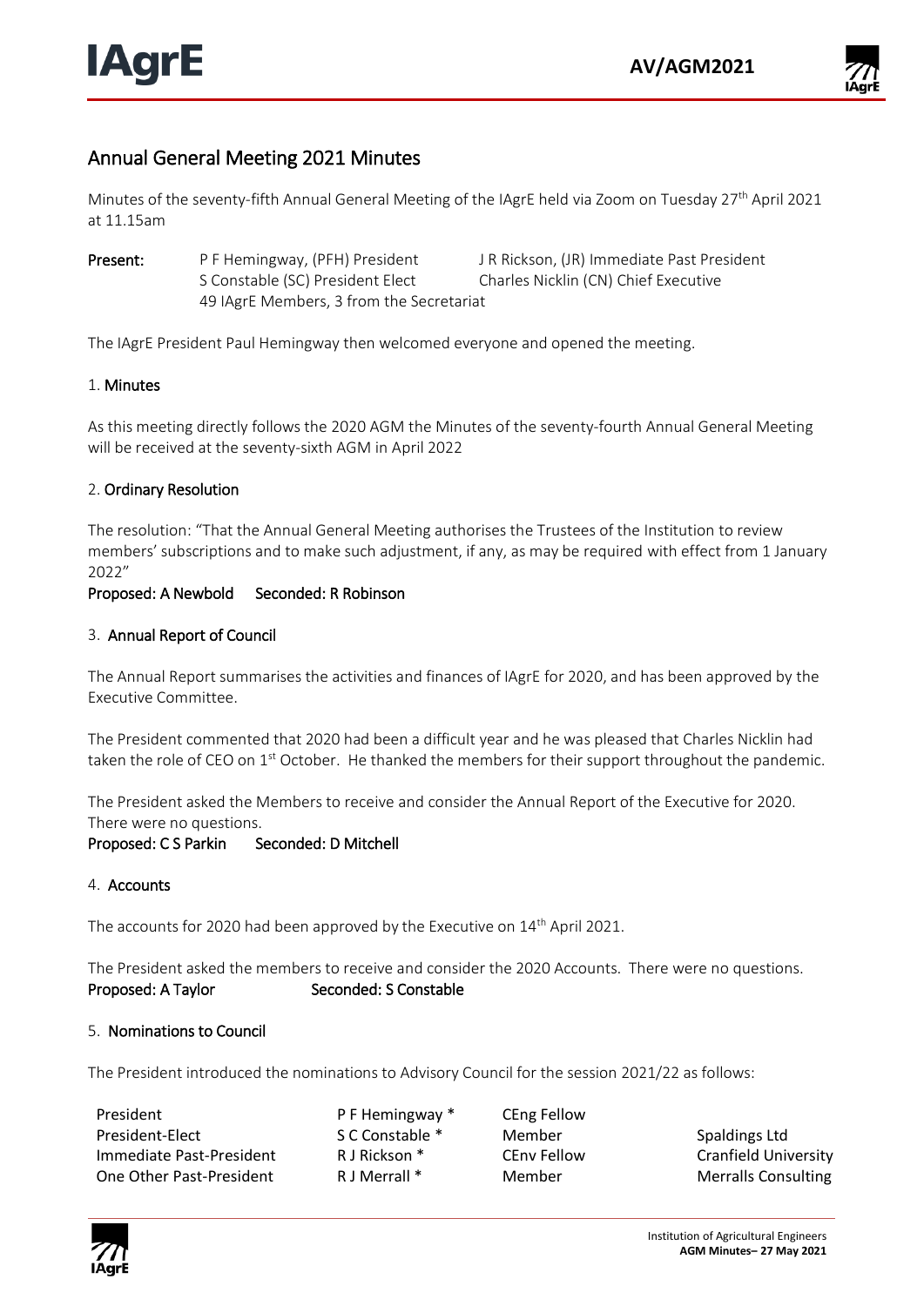## Annual General Meeting 2021 Minutes

Minutes of the seventy-fifth Annual General Meeting of the IAgrE held via Zoom on Tuesday 27th April 2021 at 11.15am

| **Present:** | P F Hemingway, (PFH) President | J R Rickson, (JR) Immediate Past President |
|---|---|---|
| | S Constable (SC) President Elect | Charles Nicklin (CN) Chief Executive |
| | 49 IAgrE Members, 3 from the Secretariat | |

The IAgrE President Paul Hemingway then welcomed everyone and opened the meeting.

### 1. Minutes

As this meeting directly follows the 2020 AGM the Minutes of the seventy-fourth Annual General Meeting will be received at the seventy-sixth AGM in April 2022

### 2. Ordinary Resolution

The resolution: "That the Annual General Meeting authorises the Trustees of the Institution to review members' subscriptions and to make such adjustment, if any, as may be required with effect from 1 January 2022"

**Proposed: A Newbold Seconded: R Robinson**

### 3. Annual Report of Council

The Annual Report summarises the activities and finances of IAgrE for 2020, and has been approved by the Executive Committee.

The President commented that 2020 had been a difficult year and he was pleased that Charles Nicklin had taken the role of CEO on 1st October. He thanked the members for their support throughout the pandemic.

The President asked the Members to receive and consider the Annual Report of the Executive for 2020. There were no questions.

**Proposed: C S Parkin Seconded: D Mitchell**

### 4. Accounts

The accounts for 2020 had been approved by the Executive on 14th April 2021.

The President asked the members to receive and consider the 2020 Accounts. There were no questions.

**Proposed: A Taylor Seconded: S Constable**

### 5. Nominations to Council

The President introduced the nominations to Advisory Council for the session 2021/22 as follows:

| | | | |
|---|---|---|---|
| President | P F Hemingway * | CEng Fellow | |
| President-Elect | S C Constable * | Member | Spaldings Ltd |
| Immediate Past-President | R J Rickson * | CEnv Fellow | Cranfield University |
| One Other Past-President | R J Merrall * | Member | Merralls Consulting |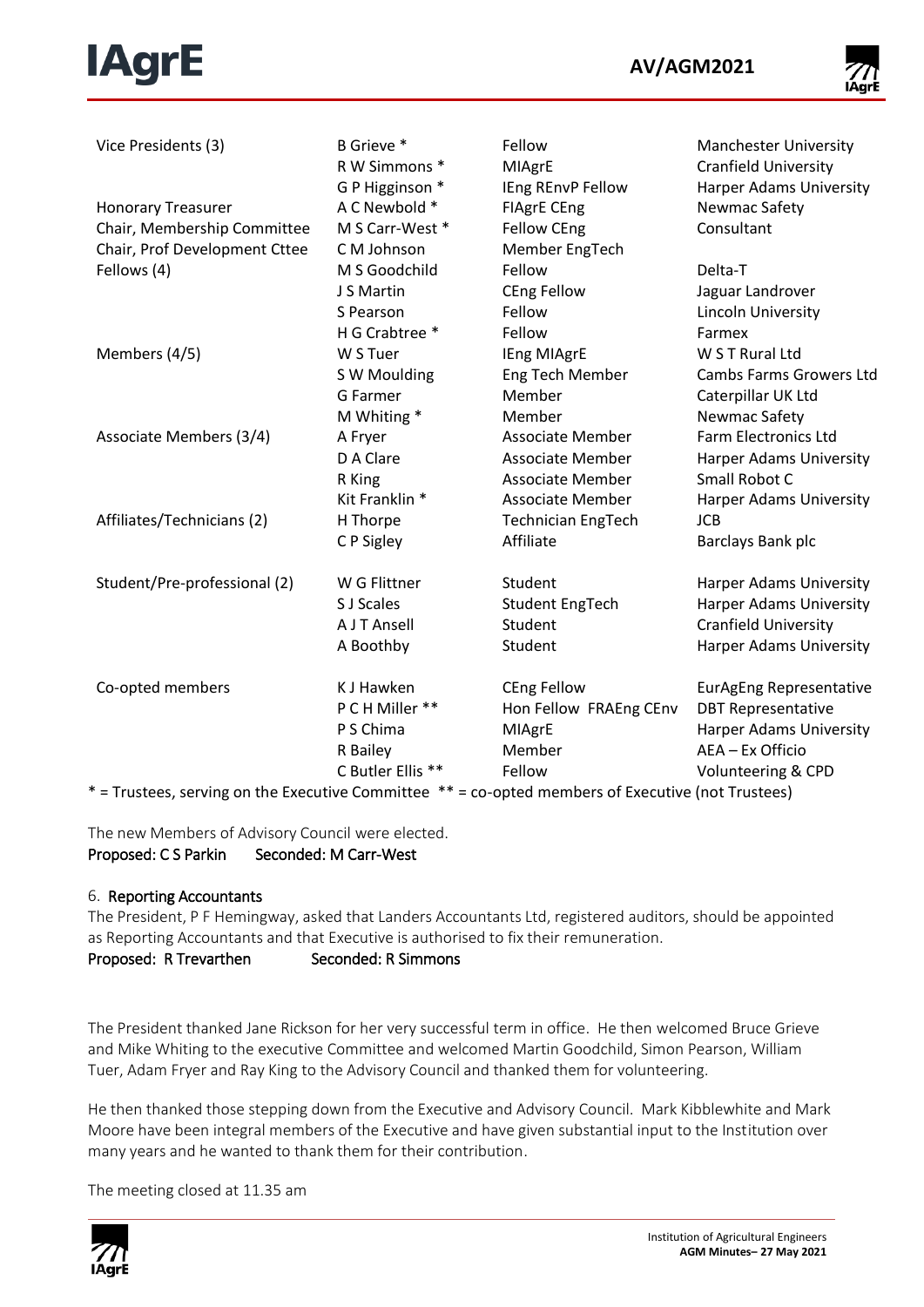| | | | |
|---|---|---|---|
| Vice Presidents (3) | B Grieve * | Fellow | Manchester University |
| | R W Simmons * | MIAgrE | Cranfield University |
| | G P Higginson * | IEng REnvP Fellow | Harper Adams University |
| Honorary Treasurer | A C Newbold * | FIAgrE CEng | Newmac Safety |
| Chair, Membership Committee | M S Carr-West * | Fellow CEng | Consultant |
| Chair, Prof Development Cttee | C M Johnson | Member EngTech | |
| Fellows (4) | M S Goodchild | Fellow | Delta-T |
| | J S Martin | CEng Fellow | Jaguar Landrover |
| | S Pearson | Fellow | Lincoln University |
| | H G Crabtree * | Fellow | Farmex |
| Members (4/5) | W S Tuer | IEng MIAgrE | W S T Rural Ltd |
| | S W Moulding | Eng Tech Member | Cambs Farms Growers Ltd |
| | G Farmer | Member | Caterpillar UK Ltd |
| | M Whiting * | Member | Newmac Safety |
| Associate Members (3/4) | A Fryer | Associate Member | Farm Electronics Ltd |
| | D A Clare | Associate Member | Harper Adams University |
| | R King | Associate Member | Small Robot C |
| | Kit Franklin * | Associate Member | Harper Adams University |
| Affiliates/Technicians (2) | H Thorpe | Technician EngTech | JCB |
| | C P Sigley | Affiliate | Barclays Bank plc |
| Student/Pre-professional (2) | W G Flittner | Student | Harper Adams University |
| | S J Scales | Student EngTech | Harper Adams University |
| | A J T Ansell | Student | Cranfield University |
| | A Boothby | Student | Harper Adams University |
| Co-opted members | K J Hawken | CEng Fellow | EurAgEng Representative |
| | P C H Miller ** | Hon Fellow FRAEng CEnv | DBT Representative |
| | P S Chima | MIAgrE | Harper Adams University |
| | R Bailey | Member | AEA – Ex Officio |
| | C Butler Ellis ** | Fellow | Volunteering & CPD |

* = Trustees, serving on the Executive Committee ** = co-opted members of Executive (not Trustees)

The new Members of Advisory Council were elected.
Proposed: C S Parkin Seconded: M Carr-West

6. Reporting Accountants

The President, P F Hemingway, asked that Landers Accountants Ltd, registered auditors, should be appointed as Reporting Accountants and that Executive is authorised to fix their remuneration.
Proposed: R Trevarthen Seconded: R Simmons

The President thanked Jane Rickson for her very successful term in office. He then welcomed Bruce Grieve and Mike Whiting to the executive Committee and welcomed Martin Goodchild, Simon Pearson, William Tuer, Adam Fryer and Ray King to the Advisory Council and thanked them for volunteering.

He then thanked those stepping down from the Executive and Advisory Council. Mark Kibblewhite and Mark Moore have been integral members of the Executive and have given substantial input to the Institution over many years and he wanted to thank them for their contribution.

The meeting closed at 11.35 am